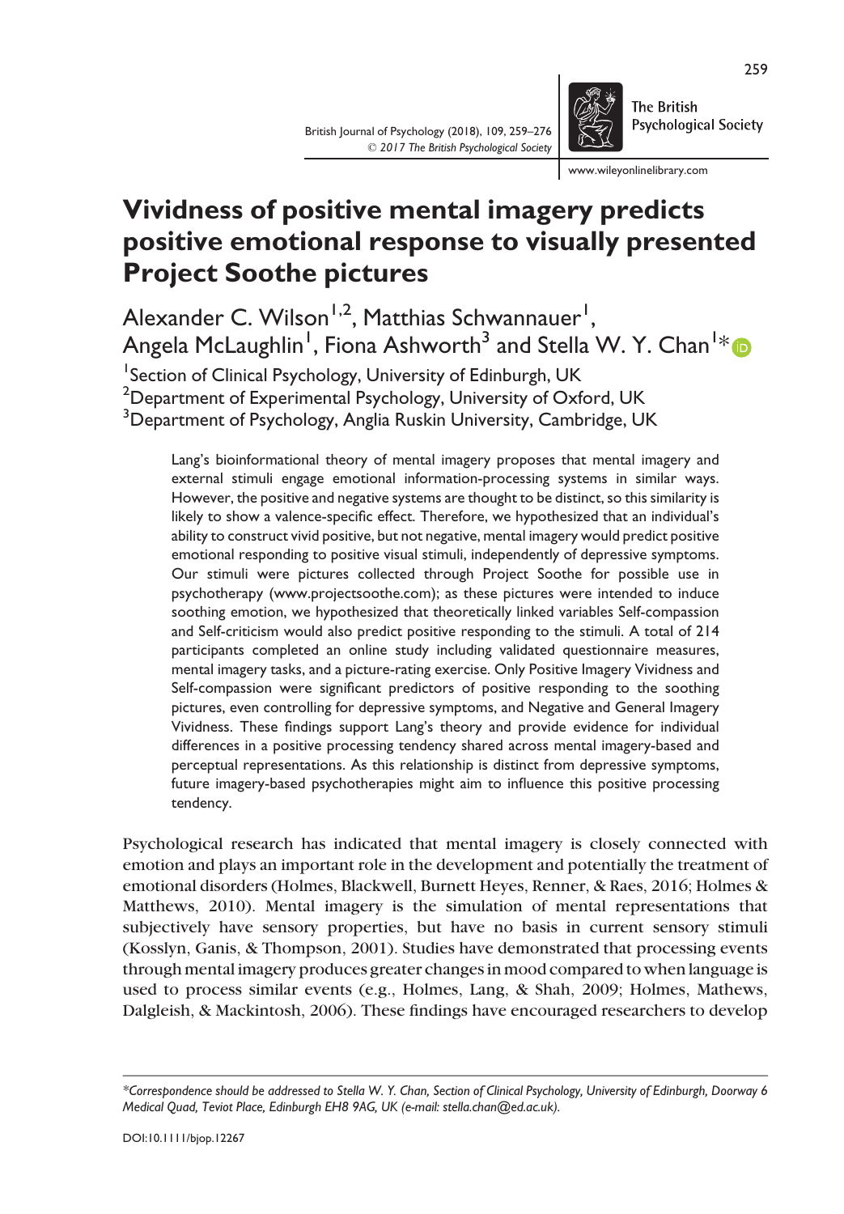# Vividness of positive mental imagery predicts positive emotional response to visually presented Project Soothe pictures

Alexander C. Wilson[1,2], Matthias Schwannauer[1], Angela McLaughlin[1], Fiona Ashworth[3] and Stella W. Y. Chan[1]*

[1]Section of Clinical Psychology, University of Edinburgh, UK
[2]Department of Experimental Psychology, University of Oxford, UK
[3]Department of Psychology, Anglia Ruskin University, Cambridge, UK

Lang's bioinformational theory of mental imagery proposes that mental imagery and external stimuli engage emotional information-processing systems in similar ways. However, the positive and negative systems are thought to be distinct, so this similarity is likely to show a valence-specific effect. Therefore, we hypothesized that an individual's ability to construct vivid positive, but not negative, mental imagery would predict positive emotional responding to positive visual stimuli, independently of depressive symptoms. Our stimuli were pictures collected through Project Soothe for possible use in psychotherapy (www.projectsoothe.com); as these pictures were intended to induce soothing emotion, we hypothesized that theoretically linked variables Self-compassion and Self-criticism would also predict positive responding to the stimuli. A total of 214 participants completed an online study including validated questionnaire measures, mental imagery tasks, and a picture-rating exercise. Only Positive Imagery Vividness and Self-compassion were significant predictors of positive responding to the soothing pictures, even controlling for depressive symptoms, and Negative and General Imagery Vividness. These findings support Lang's theory and provide evidence for individual differences in a positive processing tendency shared across mental imagery-based and perceptual representations. As this relationship is distinct from depressive symptoms, future imagery-based psychotherapies might aim to influence this positive processing tendency.

Psychological research has indicated that mental imagery is closely connected with emotion and plays an important role in the development and potentially the treatment of emotional disorders (Holmes, Blackwell, Burnett Heyes, Renner, & Raes, 2016; Holmes & Matthews, 2010). Mental imagery is the simulation of mental representations that subjectively have sensory properties, but have no basis in current sensory stimuli (Kosslyn, Ganis, & Thompson, 2001). Studies have demonstrated that processing events through mental imagery produces greater changes in mood compared to when language is used to process similar events (e.g., Holmes, Lang, & Shah, 2009; Holmes, Mathews, Dalgleish, & Mackintosh, 2006). These findings have encouraged researchers to develop

*Correspondence should be addressed to Stella W. Y. Chan, Section of Clinical Psychology, University of Edinburgh, Doorway 6 Medical Quad, Teviot Place, Edinburgh EH8 9AG, UK (e-mail: stella.chan@ed.ac.uk).

DOI:10.1111/bjop.12267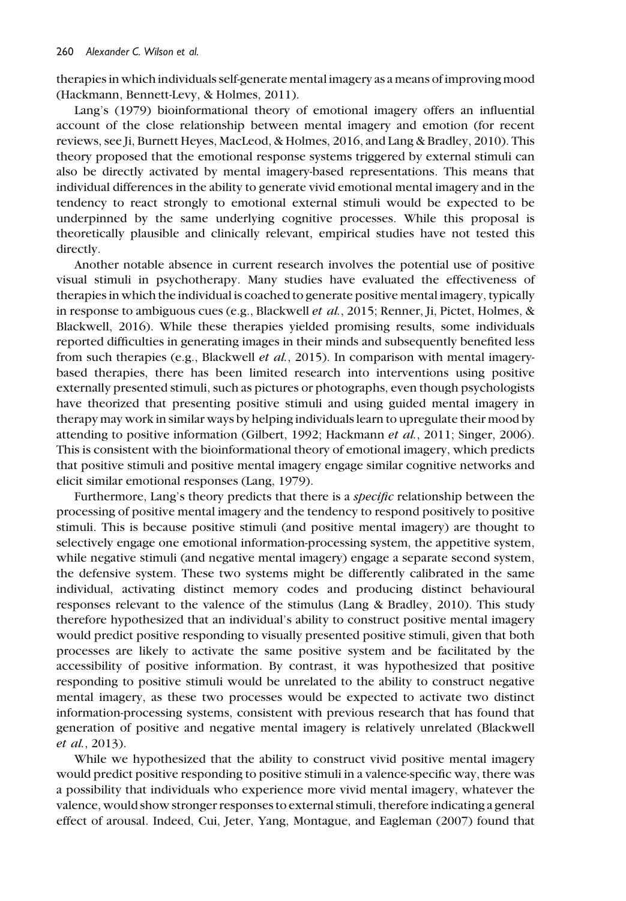therapies in which individuals self-generate mental imagery as a means of improving mood (Hackmann, Bennett-Levy, & Holmes, 2011).

Lang's (1979) bioinformational theory of emotional imagery offers an influential account of the close relationship between mental imagery and emotion (for recent reviews, see Ji, Burnett Heyes, MacLeod, & Holmes, 2016, and Lang & Bradley, 2010). This theory proposed that the emotional response systems triggered by external stimuli can also be directly activated by mental imagery-based representations. This means that individual differences in the ability to generate vivid emotional mental imagery and in the tendency to react strongly to emotional external stimuli would be expected to be underpinned by the same underlying cognitive processes. While this proposal is theoretically plausible and clinically relevant, empirical studies have not tested this directly.

Another notable absence in current research involves the potential use of positive visual stimuli in psychotherapy. Many studies have evaluated the effectiveness of therapies in which the individual is coached to generate positive mental imagery, typically in response to ambiguous cues (e.g., Blackwell *et al.*, 2015; Renner, Ji, Pictet, Holmes, & Blackwell, 2016). While these therapies yielded promising results, some individuals reported difficulties in generating images in their minds and subsequently benefited less from such therapies (e.g., Blackwell *et al.*, 2015). In comparison with mental imagery-based therapies, there has been limited research into interventions using positive externally presented stimuli, such as pictures or photographs, even though psychologists have theorized that presenting positive stimuli and using guided mental imagery in therapy may work in similar ways by helping individuals learn to upregulate their mood by attending to positive information (Gilbert, 1992; Hackmann *et al.*, 2011; Singer, 2006). This is consistent with the bioinformational theory of emotional imagery, which predicts that positive stimuli and positive mental imagery engage similar cognitive networks and elicit similar emotional responses (Lang, 1979).

Furthermore, Lang's theory predicts that there is a *specific* relationship between the processing of positive mental imagery and the tendency to respond positively to positive stimuli. This is because positive stimuli (and positive mental imagery) are thought to selectively engage one emotional information-processing system, the appetitive system, while negative stimuli (and negative mental imagery) engage a separate second system, the defensive system. These two systems might be differently calibrated in the same individual, activating distinct memory codes and producing distinct behavioural responses relevant to the valence of the stimulus (Lang & Bradley, 2010). This study therefore hypothesized that an individual's ability to construct positive mental imagery would predict positive responding to visually presented positive stimuli, given that both processes are likely to activate the same positive system and be facilitated by the accessibility of positive information. By contrast, it was hypothesized that positive responding to positive stimuli would be unrelated to the ability to construct negative mental imagery, as these two processes would be expected to activate two distinct information-processing systems, consistent with previous research that has found that generation of positive and negative mental imagery is relatively unrelated (Blackwell *et al.*, 2013).

While we hypothesized that the ability to construct vivid positive mental imagery would predict positive responding to positive stimuli in a valence-specific way, there was a possibility that individuals who experience more vivid mental imagery, whatever the valence, would show stronger responses to external stimuli, therefore indicating a general effect of arousal. Indeed, Cui, Jeter, Yang, Montague, and Eagleman (2007) found that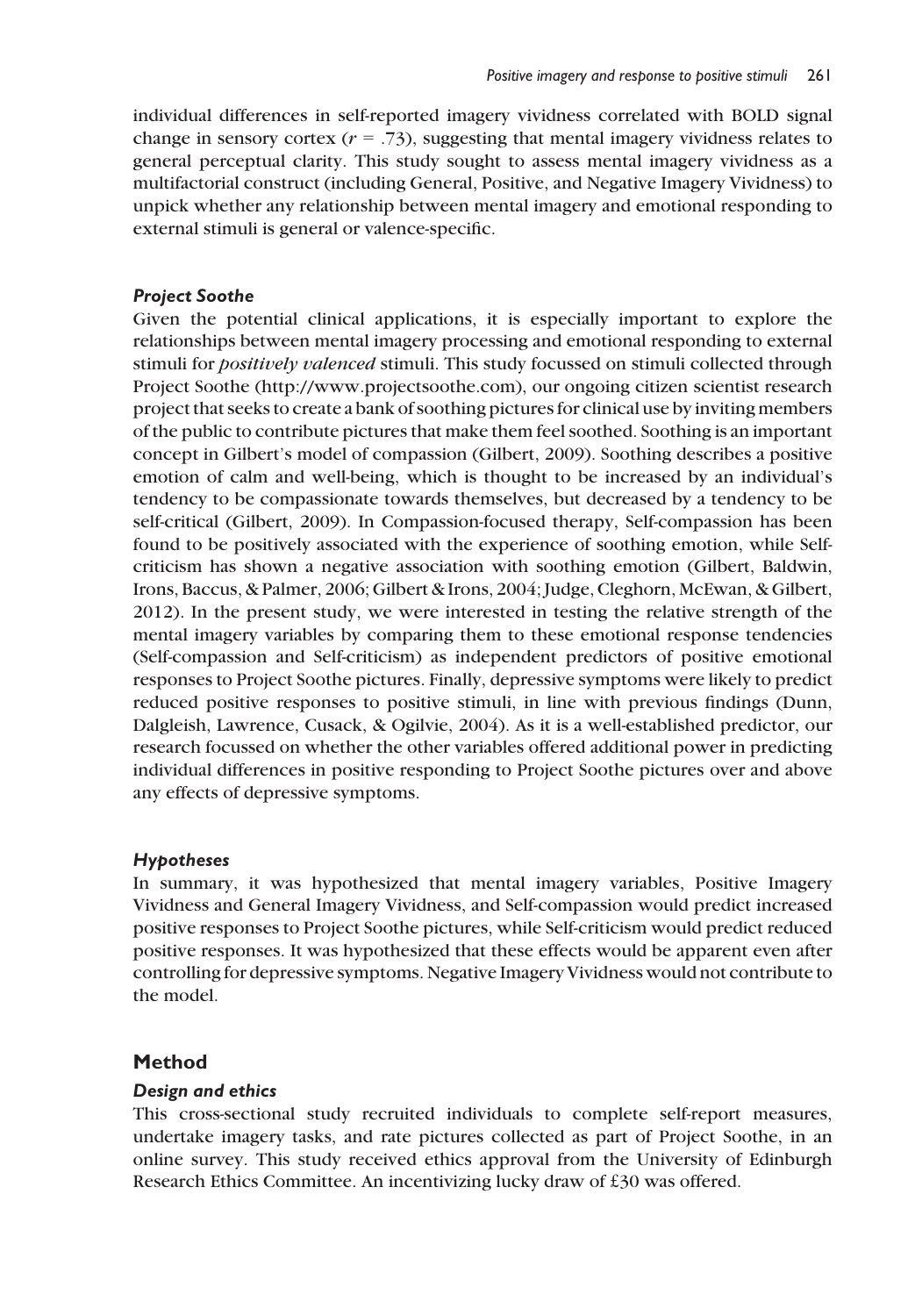individual differences in self-reported imagery vividness correlated with BOLD signal change in sensory cortex ($r$ = .73), suggesting that mental imagery vividness relates to general perceptual clarity. This study sought to assess mental imagery vividness as a multifactorial construct (including General, Positive, and Negative Imagery Vividness) to unpick whether any relationship between mental imagery and emotional responding to external stimuli is general or valence-specific.

### *Project Soothe*

Given the potential clinical applications, it is especially important to explore the relationships between mental imagery processing and emotional responding to external stimuli for *positively valenced* stimuli. This study focussed on stimuli collected through Project Soothe (http://www.projectsoothe.com), our ongoing citizen scientist research project that seeks to create a bank of soothing pictures for clinical use by inviting members of the public to contribute pictures that make them feel soothed. Soothing is an important concept in Gilbert's model of compassion (Gilbert, 2009). Soothing describes a positive emotion of calm and well-being, which is thought to be increased by an individual's tendency to be compassionate towards themselves, but decreased by a tendency to be self-critical (Gilbert, 2009). In Compassion-focused therapy, Self-compassion has been found to be positively associated with the experience of soothing emotion, while Self-criticism has shown a negative association with soothing emotion (Gilbert, Baldwin, Irons, Baccus, & Palmer, 2006; Gilbert & Irons, 2004; Judge, Cleghorn, McEwan, & Gilbert, 2012). In the present study, we were interested in testing the relative strength of the mental imagery variables by comparing them to these emotional response tendencies (Self-compassion and Self-criticism) as independent predictors of positive emotional responses to Project Soothe pictures. Finally, depressive symptoms were likely to predict reduced positive responses to positive stimuli, in line with previous findings (Dunn, Dalgleish, Lawrence, Cusack, & Ogilvie, 2004). As it is a well-established predictor, our research focussed on whether the other variables offered additional power in predicting individual differences in positive responding to Project Soothe pictures over and above any effects of depressive symptoms.

### *Hypotheses*

In summary, it was hypothesized that mental imagery variables, Positive Imagery Vividness and General Imagery Vividness, and Self-compassion would predict increased positive responses to Project Soothe pictures, while Self-criticism would predict reduced positive responses. It was hypothesized that these effects would be apparent even after controlling for depressive symptoms. Negative Imagery Vividness would not contribute to the model.

## Method

### *Design and ethics*

This cross-sectional study recruited individuals to complete self-report measures, undertake imagery tasks, and rate pictures collected as part of Project Soothe, in an online survey. This study received ethics approval from the University of Edinburgh Research Ethics Committee. An incentivizing lucky draw of £30 was offered.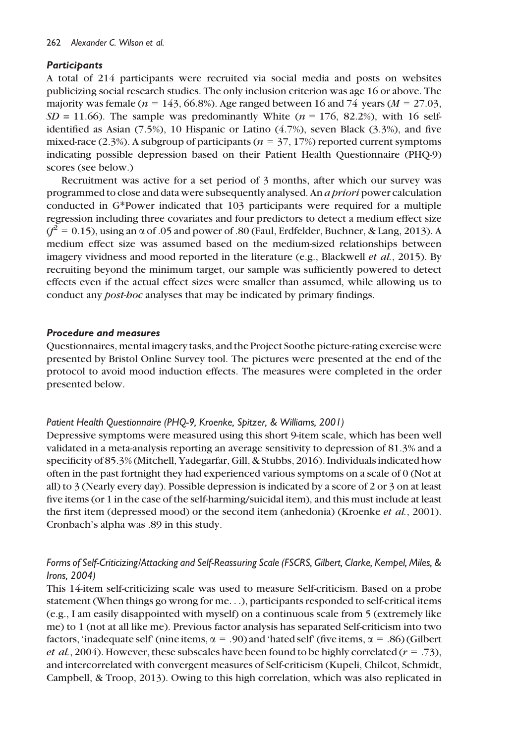### *Participants*

A total of 214 participants were recruited via social media and posts on websites publicizing social research studies. The only inclusion criterion was age 16 or above. The majority was female ($n$ = 143, 66.8%). Age ranged between 16 and 74 years ($M$ = 27.03, $SD$ = 11.66). The sample was predominantly White ($n$ = 176, 82.2%), with 16 self-identified as Asian (7.5%), 10 Hispanic or Latino (4.7%), seven Black (3.3%), and five mixed-race (2.3%). A subgroup of participants ($n$ = 37, 17%) reported current symptoms indicating possible depression based on their Patient Health Questionnaire (PHQ-9) scores (see below.)

Recruitment was active for a set period of 3 months, after which our survey was programmed to close and data were subsequently analysed. An *a priori* power calculation conducted in G*Power indicated that 103 participants were required for a multiple regression including three covariates and four predictors to detect a medium effect size ($f^2$ = 0.15), using an $\alpha$ of .05 and power of .80 (Faul, Erdfelder, Buchner, & Lang, 2013). A medium effect size was assumed based on the medium-sized relationships between imagery vividness and mood reported in the literature (e.g., Blackwell *et al.*, 2015). By recruiting beyond the minimum target, our sample was sufficiently powered to detect effects even if the actual effect sizes were smaller than assumed, while allowing us to conduct any *post-hoc* analyses that may be indicated by primary findings.

### *Procedure and measures*

Questionnaires, mental imagery tasks, and the Project Soothe picture-rating exercise were presented by Bristol Online Survey tool. The pictures were presented at the end of the protocol to avoid mood induction effects. The measures were completed in the order presented below.

#### *Patient Health Questionnaire (PHQ-9, Kroenke, Spitzer, & Williams, 2001)*

Depressive symptoms were measured using this short 9-item scale, which has been well validated in a meta-analysis reporting an average sensitivity to depression of 81.3% and a specificity of 85.3% (Mitchell, Yadegarfar, Gill, & Stubbs, 2016). Individuals indicated how often in the past fortnight they had experienced various symptoms on a scale of 0 (Not at all) to 3 (Nearly every day). Possible depression is indicated by a score of 2 or 3 on at least five items (or 1 in the case of the self-harming/suicidal item), and this must include at least the first item (depressed mood) or the second item (anhedonia) (Kroenke *et al.*, 2001). Cronbach's alpha was .89 in this study.

#### *Forms of Self-Criticizing/Attacking and Self-Reassuring Scale (FSCRS, Gilbert, Clarke, Kempel, Miles, & Irons, 2004)*

This 14-item self-criticizing scale was used to measure Self-criticism. Based on a probe statement (When things go wrong for me. . .), participants responded to self-critical items (e.g., I am easily disappointed with myself) on a continuous scale from 5 (extremely like me) to 1 (not at all like me). Previous factor analysis has separated Self-criticism into two factors, 'inadequate self' (nine items, $\alpha$ = .90) and 'hated self' (five items, $\alpha$ = .86) (Gilbert *et al.*, 2004). However, these subscales have been found to be highly correlated ($r$ = .73), and intercorrelated with convergent measures of Self-criticism (Kupeli, Chilcot, Schmidt, Campbell, & Troop, 2013). Owing to this high correlation, which was also replicated in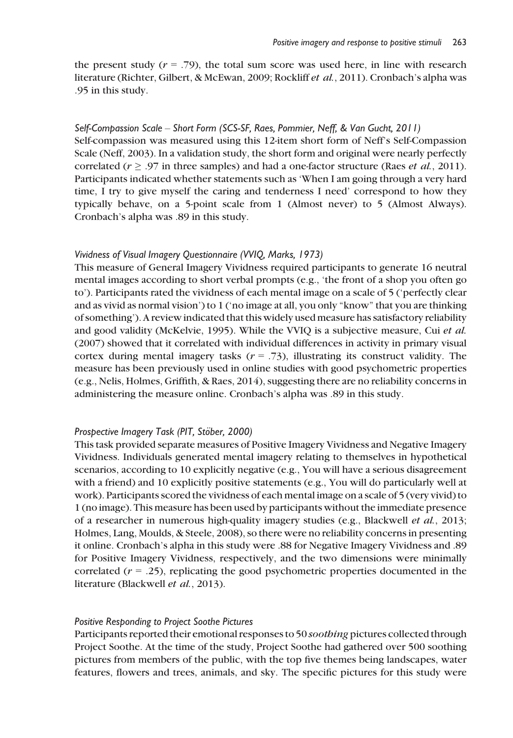the present study ($r$ = .79), the total sum score was used here, in line with research literature (Richter, Gilbert, & McEwan, 2009; Rockliff *et al.*, 2011). Cronbach's alpha was .95 in this study.

### *Self-Compassion Scale – Short Form (SCS-SF, Raes, Pommier, Neff, & Van Gucht, 2011)*

Self-compassion was measured using this 12-item short form of Neff's Self-Compassion Scale (Neff, 2003). In a validation study, the short form and original were nearly perfectly correlated ($r \geq .97$ in three samples) and had a one-factor structure (Raes *et al.*, 2011). Participants indicated whether statements such as 'When I am going through a very hard time, I try to give myself the caring and tenderness I need' correspond to how they typically behave, on a 5-point scale from 1 (Almost never) to 5 (Almost Always). Cronbach's alpha was .89 in this study.

### *Vividness of Visual Imagery Questionnaire (VVIQ, Marks, 1973)*

This measure of General Imagery Vividness required participants to generate 16 neutral mental images according to short verbal prompts (e.g., 'the front of a shop you often go to'). Participants rated the vividness of each mental image on a scale of 5 ('perfectly clear and as vivid as normal vision') to 1 ('no image at all, you only "know" that you are thinking of something'). A review indicated that this widely used measure has satisfactory reliability and good validity (McKelvie, 1995). While the VVIQ is a subjective measure, Cui *et al.* (2007) showed that it correlated with individual differences in activity in primary visual cortex during mental imagery tasks ($r$ = .73), illustrating its construct validity. The measure has been previously used in online studies with good psychometric properties (e.g., Nelis, Holmes, Griffith, & Raes, 2014), suggesting there are no reliability concerns in administering the measure online. Cronbach's alpha was .89 in this study.

### *Prospective Imagery Task (PIT, Stöber, 2000)*

This task provided separate measures of Positive Imagery Vividness and Negative Imagery Vividness. Individuals generated mental imagery relating to themselves in hypothetical scenarios, according to 10 explicitly negative (e.g., You will have a serious disagreement with a friend) and 10 explicitly positive statements (e.g., You will do particularly well at work). Participants scored the vividness of each mental image on a scale of 5 (very vivid) to 1 (no image). This measure has been used by participants without the immediate presence of a researcher in numerous high-quality imagery studies (e.g., Blackwell *et al.*, 2013; Holmes, Lang, Moulds, & Steele, 2008), so there were no reliability concerns in presenting it online. Cronbach's alpha in this study were .88 for Negative Imagery Vividness and .89 for Positive Imagery Vividness, respectively, and the two dimensions were minimally correlated ($r$ = .25), replicating the good psychometric properties documented in the literature (Blackwell *et al.*, 2013).

### *Positive Responding to Project Soothe Pictures*

Participants reported their emotional responses to 50 *soothing* pictures collected through Project Soothe. At the time of the study, Project Soothe had gathered over 500 soothing pictures from members of the public, with the top five themes being landscapes, water features, flowers and trees, animals, and sky. The specific pictures for this study were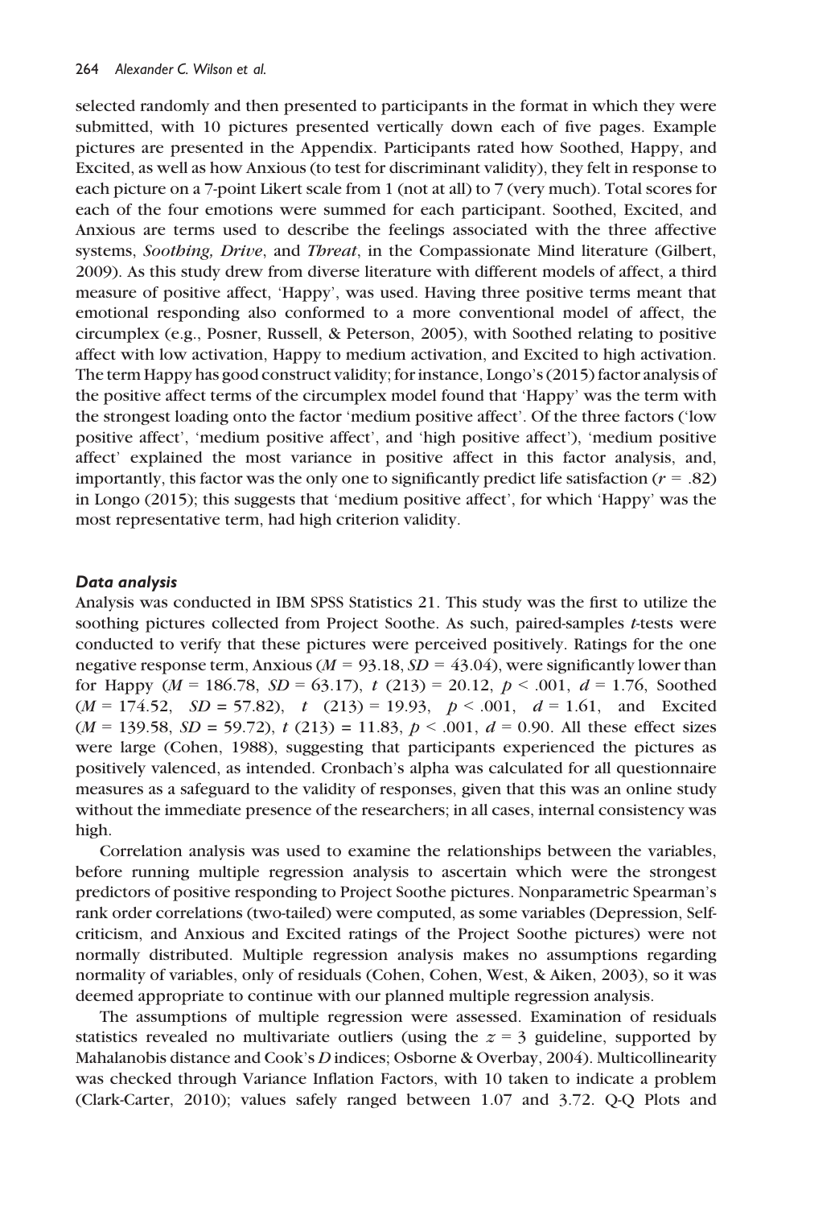selected randomly and then presented to participants in the format in which they were submitted, with 10 pictures presented vertically down each of five pages. Example pictures are presented in the Appendix. Participants rated how Soothed, Happy, and Excited, as well as how Anxious (to test for discriminant validity), they felt in response to each picture on a 7-point Likert scale from 1 (not at all) to 7 (very much). Total scores for each of the four emotions were summed for each participant. Soothed, Excited, and Anxious are terms used to describe the feelings associated with the three affective systems, *Soothing, Drive*, and *Threat*, in the Compassionate Mind literature (Gilbert, 2009). As this study drew from diverse literature with different models of affect, a third measure of positive affect, 'Happy', was used. Having three positive terms meant that emotional responding also conformed to a more conventional model of affect, the circumplex (e.g., Posner, Russell, & Peterson, 2005), with Soothed relating to positive affect with low activation, Happy to medium activation, and Excited to high activation. The term Happy has good construct validity; for instance, Longo's (2015) factor analysis of the positive affect terms of the circumplex model found that 'Happy' was the term with the strongest loading onto the factor 'medium positive affect'. Of the three factors ('low positive affect', 'medium positive affect', and 'high positive affect'), 'medium positive affect' explained the most variance in positive affect in this factor analysis, and, importantly, this factor was the only one to significantly predict life satisfaction ($r$ = .82) in Longo (2015); this suggests that 'medium positive affect', for which 'Happy' was the most representative term, had high criterion validity.

### Data analysis

Analysis was conducted in IBM SPSS Statistics 21. This study was the first to utilize the soothing pictures collected from Project Soothe. As such, paired-samples $t$-tests were conducted to verify that these pictures were perceived positively. Ratings for the one negative response term, Anxious ($M$ = 93.18, $SD$ = 43.04), were significantly lower than for Happy ($M$ = 186.78, $SD$ = 63.17), $t$ (213) = 20.12, $p$ < .001, $d$ = 1.76, Soothed ($M$ = 174.52, $SD$ = 57.82), $t$ (213) = 19.93, $p$ < .001, $d$ = 1.61, and Excited ($M$ = 139.58, $SD$ = 59.72), $t$ (213) = 11.83, $p$ < .001, $d$ = 0.90. All these effect sizes were large (Cohen, 1988), suggesting that participants experienced the pictures as positively valenced, as intended. Cronbach's alpha was calculated for all questionnaire measures as a safeguard to the validity of responses, given that this was an online study without the immediate presence of the researchers; in all cases, internal consistency was high.

Correlation analysis was used to examine the relationships between the variables, before running multiple regression analysis to ascertain which were the strongest predictors of positive responding to Project Soothe pictures. Nonparametric Spearman's rank order correlations (two-tailed) were computed, as some variables (Depression, Self-criticism, and Anxious and Excited ratings of the Project Soothe pictures) were not normally distributed. Multiple regression analysis makes no assumptions regarding normality of variables, only of residuals (Cohen, Cohen, West, & Aiken, 2003), so it was deemed appropriate to continue with our planned multiple regression analysis.

The assumptions of multiple regression were assessed. Examination of residuals statistics revealed no multivariate outliers (using the $z$ = 3 guideline, supported by Mahalanobis distance and Cook's $D$ indices; Osborne & Overbay, 2004). Multicollinearity was checked through Variance Inflation Factors, with 10 taken to indicate a problem (Clark-Carter, 2010); values safely ranged between 1.07 and 3.72. Q-Q Plots and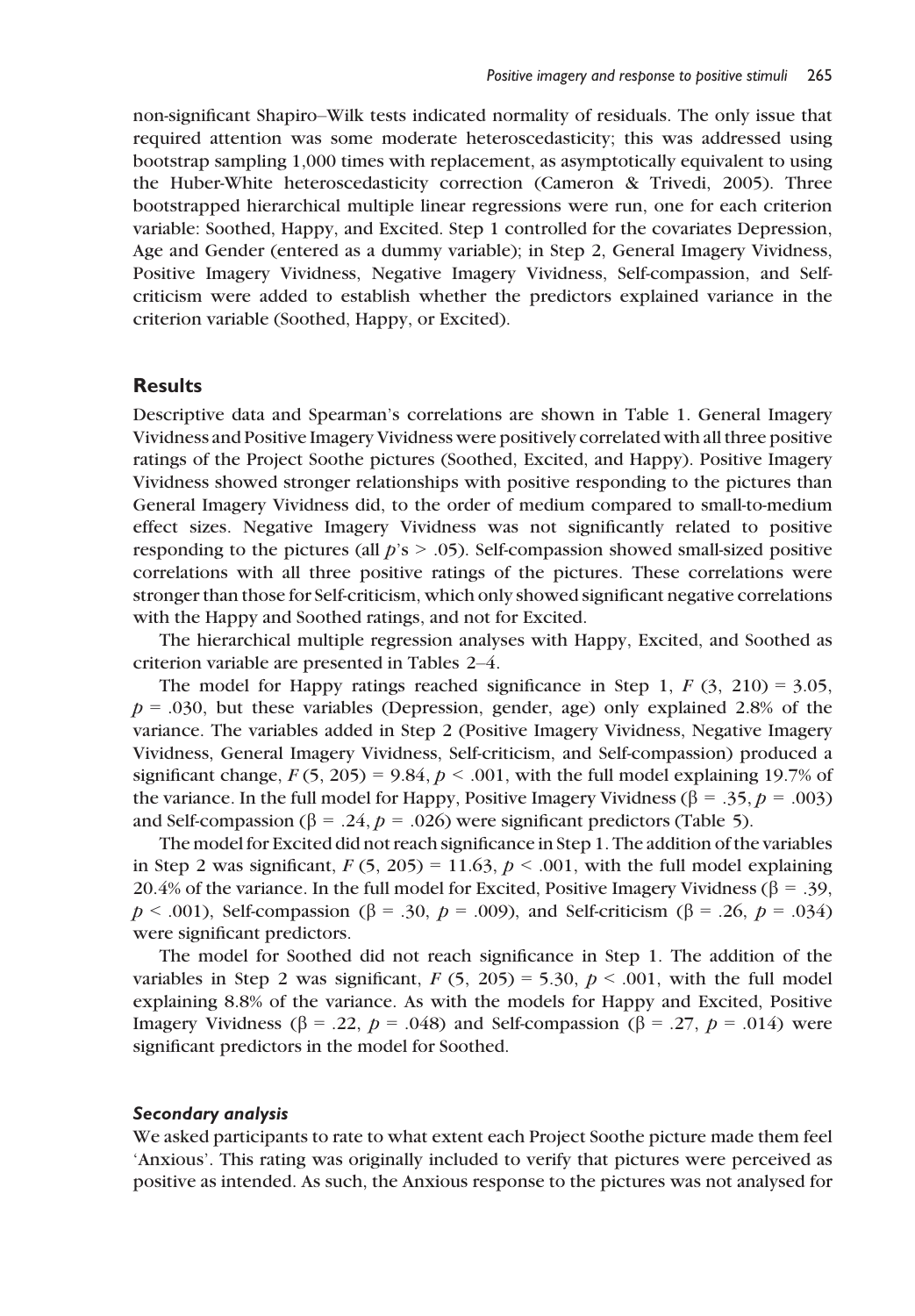non-significant Shapiro–Wilk tests indicated normality of residuals. The only issue that required attention was some moderate heteroscedasticity; this was addressed using bootstrap sampling 1,000 times with replacement, as asymptotically equivalent to using the Huber-White heteroscedasticity correction (Cameron & Trivedi, 2005). Three bootstrapped hierarchical multiple linear regressions were run, one for each criterion variable: Soothed, Happy, and Excited. Step 1 controlled for the covariates Depression, Age and Gender (entered as a dummy variable); in Step 2, General Imagery Vividness, Positive Imagery Vividness, Negative Imagery Vividness, Self-compassion, and Self-criticism were added to establish whether the predictors explained variance in the criterion variable (Soothed, Happy, or Excited).

## Results

Descriptive data and Spearman's correlations are shown in Table 1. General Imagery Vividness and Positive Imagery Vividness were positively correlated with all three positive ratings of the Project Soothe pictures (Soothed, Excited, and Happy). Positive Imagery Vividness showed stronger relationships with positive responding to the pictures than General Imagery Vividness did, to the order of medium compared to small-to-medium effect sizes. Negative Imagery Vividness was not significantly related to positive responding to the pictures (all $p$'s $> .05$). Self-compassion showed small-sized positive correlations with all three positive ratings of the pictures. These correlations were stronger than those for Self-criticism, which only showed significant negative correlations with the Happy and Soothed ratings, and not for Excited.

The hierarchical multiple regression analyses with Happy, Excited, and Soothed as criterion variable are presented in Tables 2–4.

The model for Happy ratings reached significance in Step 1, $F$ (3, 210) = 3.05, $p = .030$, but these variables (Depression, gender, age) only explained 2.8% of the variance. The variables added in Step 2 (Positive Imagery Vividness, Negative Imagery Vividness, General Imagery Vividness, Self-criticism, and Self-compassion) produced a significant change, $F$ (5, 205) = 9.84, $p < .001$, with the full model explaining 19.7% of the variance. In the full model for Happy, Positive Imagery Vividness ($\beta = .35$, $p = .003$) and Self-compassion ($\beta = .24$, $p = .026$) were significant predictors (Table 5).

The model for Excited did not reach significance in Step 1. The addition of the variables in Step 2 was significant, $F$ (5, 205) = 11.63, $p < .001$, with the full model explaining 20.4% of the variance. In the full model for Excited, Positive Imagery Vividness ($\beta = .39$, $p < .001$), Self-compassion ($\beta = .30$, $p = .009$), and Self-criticism ($\beta = .26$, $p = .034$) were significant predictors.

The model for Soothed did not reach significance in Step 1. The addition of the variables in Step 2 was significant, $F$ (5, 205) = 5.30, $p < .001$, with the full model explaining 8.8% of the variance. As with the models for Happy and Excited, Positive Imagery Vividness ($\beta = .22$, $p = .048$) and Self-compassion ($\beta = .27$, $p = .014$) were significant predictors in the model for Soothed.

### *Secondary analysis*

We asked participants to rate to what extent each Project Soothe picture made them feel 'Anxious'. This rating was originally included to verify that pictures were perceived as positive as intended. As such, the Anxious response to the pictures was not analysed for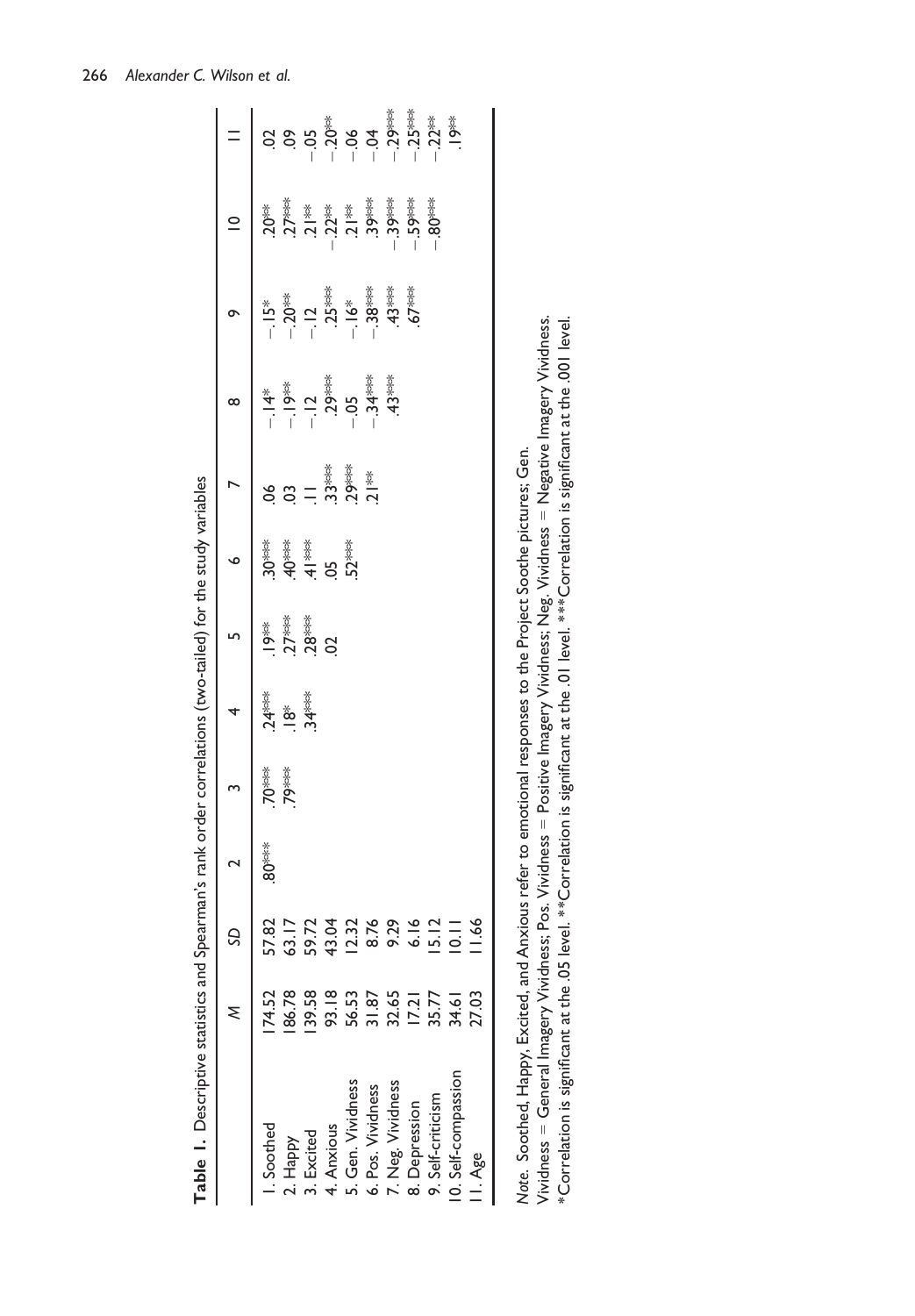**Table 1.** Descriptive statistics and Spearman's rank order correlations (two-tailed) for the study variables

| | *M* | *SD* | 2 | 3 | 4 | 5 | 6 | 7 | 8 | 9 | 10 | 11 |
|---|---|---|---|---|---|---|---|---|---|---|---|---|
| 1. Soothed | 174.52 | 57.82 | .80*** | .70*** | .24*** | .19** | .30*** | .06 | −.14* | −.15* | .20** | .02 |
| 2. Happy | 186.78 | 63.17 | | .79*** | .18* | .27*** | .40*** | .03 | −.19** | −.20** | .27*** | .09 |
| 3. Excited | 139.58 | 59.72 | | | .34*** | .28*** | .41*** | .11 | −.12 | −.12 | .21** | −.05 |
| 4. Anxious | 93.18 | 43.04 | | | | .02 | .05 | .33*** | .29*** | .25*** | −.22** | −.20** |
| 5. Gen. Vividness | 56.53 | 12.32 | | | | | .52*** | .29*** | −.05 | −.16* | .21** | −.06 |
| 6. Pos. Vividness | 31.87 | 8.76 | | | | | | .21** | −.34*** | −.38*** | .39*** | −.04 |
| 7. Neg. Vividness | 32.65 | 9.29 | | | | | | | .43*** | .43*** | −.39*** | −.29*** |
| 8. Depression | 17.21 | 6.16 | | | | | | | | .67*** | −.59*** | −.25*** |
| 9. Self-criticism | 35.77 | 15.12 | | | | | | | | | −.80*** | −.22** |
| 10. Self-compassion | 34.61 | 10.11 | | | | | | | | | | .19** |
| 11. Age | 27.03 | 11.66 | | | | | | | | | | |

*Note.* Soothed, Happy, Excited, and Anxious refer to emotional responses to the Project Soothe pictures; Gen. Vividness = General Imagery Vividness; Pos. Vividness = Positive Imagery Vividness; Neg. Vividness = Negative Imagery Vividness.
*Correlation is significant at the .05 level. **Correlation is significant at the .01 level. ***Correlation is significant at the .001 level.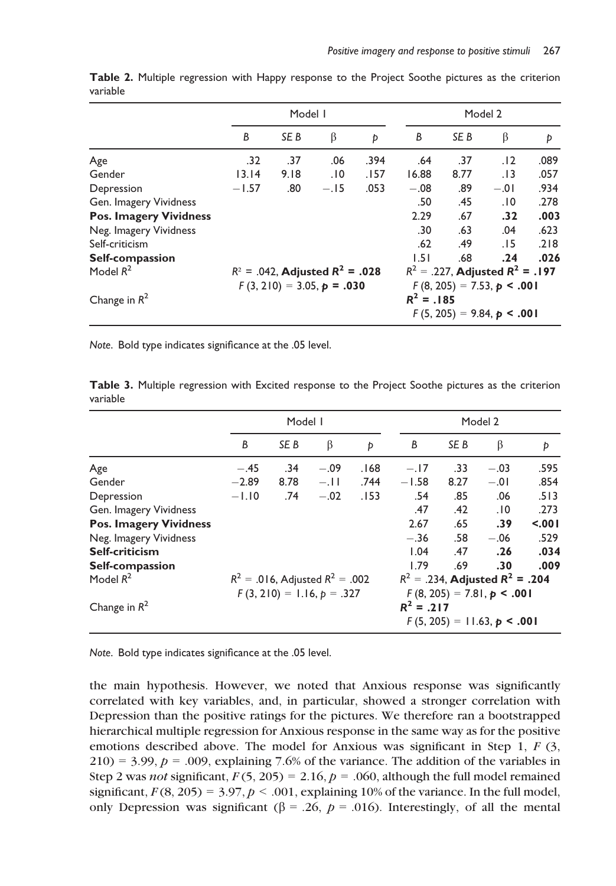**Table 2.** Multiple regression with Happy response to the Project Soothe pictures as the criterion variable

| | Model 1 | | | | Model 2 | | | |
|---|---|---|---|---|---|---|---|---|
| | *B* | *SE B* | β | *p* | *B* | *SE B* | β | *p* |
| Age | .32 | .37 | .06 | .394 | .64 | .37 | .12 | .089 |
| Gender | 13.14 | 9.18 | .10 | .157 | 16.88 | 8.77 | .13 | .057 |
| Depression | −1.57 | .80 | −.15 | .053 | −.08 | .89 | −.01 | .934 |
| Gen. Imagery Vividness | | | | | .50 | .45 | .10 | .278 |
| **Pos. Imagery Vividness** | | | | | 2.29 | .67 | **.32** | **.003** |
| Neg. Imagery Vividness | | | | | .30 | .63 | .04 | .623 |
| Self-criticism | | | | | .62 | .49 | .15 | .218 |
| **Self-compassion** | | | | | 1.51 | .68 | **.24** | **.026** |
| Model $R^2$ | $R^2$ = .042, **Adjusted $R^2$ = .028** $F$ (3, 210) = 3.05, $p$ **= .030** | | | | $R^2$ = .227, **Adjusted $R^2$ = .197** $F$ (8, 205) = 7.53, $p$ **< .001** | | | |
| Change in $R^2$ | | | | | **$R^2$ = .185** $F$ (5, 205) = 9.84, $p$ **< .001** | | | |

*Note*. Bold type indicates significance at the .05 level.

**Table 3.** Multiple regression with Excited response to the Project Soothe pictures as the criterion variable

| | Model 1 | | | | Model 2 | | | |
|---|---|---|---|---|---|---|---|---|
| | *B* | *SE B* | β | *p* | *B* | *SE B* | β | *p* |
| Age | −.45 | .34 | −.09 | .168 | −.17 | .33 | −.03 | .595 |
| Gender | −2.89 | 8.78 | −.11 | .744 | −1.58 | 8.27 | −.01 | .854 |
| Depression | −1.10 | .74 | −.02 | .153 | .54 | .85 | .06 | .513 |
| Gen. Imagery Vividness | | | | | .47 | .42 | .10 | .273 |
| **Pos. Imagery Vividness** | | | | | 2.67 | .65 | **.39** | **<.001** |
| Neg. Imagery Vividness | | | | | −.36 | .58 | −.06 | .529 |
| **Self-criticism** | | | | | 1.04 | .47 | **.26** | **.034** |
| **Self-compassion** | | | | | 1.79 | .69 | **.30** | **.009** |
| Model $R^2$ | $R^2$ = .016, Adjusted $R^2$ = .002 $F$ (3, 210) = 1.16, $p$ = .327 | | | | $R^2$ = .234, **Adjusted $R^2$ = .204** $F$ (8, 205) = 7.81, $p$ **< .001** | | | |
| Change in $R^2$ | | | | | **$R^2$ = .217** $F$ (5, 205) = 11.63, $p$ **< .001** | | | |

*Note*. Bold type indicates significance at the .05 level.

the main hypothesis. However, we noted that Anxious response was significantly correlated with key variables, and, in particular, showed a stronger correlation with Depression than the positive ratings for the pictures. We therefore ran a bootstrapped hierarchical multiple regression for Anxious response in the same way as for the positive emotions described above. The model for Anxious was significant in Step 1, $F$ (3, 210) = 3.99, $p$ = .009, explaining 7.6% of the variance. The addition of the variables in Step 2 was *not* significant, $F$(5, 205) = 2.16, $p$ = .060, although the full model remained significant, $F$(8, 205) = 3.97, $p$ < .001, explaining 10% of the variance. In the full model, only Depression was significant (β = .26, $p$ = .016). Interestingly, of all the mental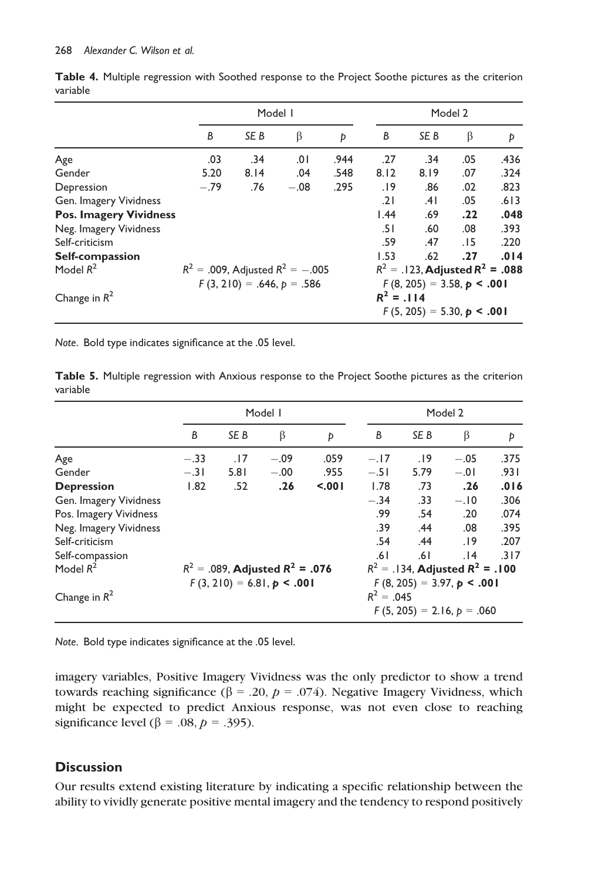**Table 4.** Multiple regression with Soothed response to the Project Soothe pictures as the criterion variable

| | Model 1 | | | | Model 2 | | | |
|---|---|---|---|---|---|---|---|---|
| | *B* | *SE B* | β | *p* | *B* | *SE B* | β | *p* |
| Age | .03 | .34 | .01 | .944 | .27 | .34 | .05 | .436 |
| Gender | 5.20 | 8.14 | .04 | .548 | 8.12 | 8.19 | .07 | .324 |
| Depression | −.79 | .76 | −.08 | .295 | .19 | .86 | .02 | .823 |
| Gen. Imagery Vividness | | | | | .21 | .41 | .05 | .613 |
| **Pos. Imagery Vividness** | | | | | 1.44 | .69 | **.22** | **.048** |
| Neg. Imagery Vividness | | | | | .51 | .60 | .08 | .393 |
| Self-criticism | | | | | .59 | .47 | .15 | .220 |
| **Self-compassion** | | | | | 1.53 | .62 | **.27** | **.014** |
| Model $R^2$ | $R^2 = .009$, Adjusted $R^2 = -.005$ $F(3, 210) = .646$, $p = .586$ | | | | $R^2 = .123$, **Adjusted $R^2 = .088$** $F(8, 205) = 3.58$, $\mathbf{p < .001}$ | | | |
| Change in $R^2$ | | | | | $\mathbf{R^2 = .114}$ $F(5, 205) = 5.30$, $\mathbf{p < .001}$ | | | |

*Note*. Bold type indicates significance at the .05 level.

**Table 5.** Multiple regression with Anxious response to the Project Soothe pictures as the criterion variable

| | Model 1 | | | | Model 2 | | | |
|---|---|---|---|---|---|---|---|---|
| | *B* | *SE B* | β | *p* | *B* | *SE B* | β | *p* |
| Age | −.33 | .17 | −.09 | .059 | −.17 | .19 | −.05 | .375 |
| Gender | −.31 | 5.81 | −.00 | .955 | −.51 | 5.79 | −.01 | .931 |
| **Depression** | 1.82 | .52 | **.26** | **<.001** | 1.78 | .73 | **.26** | **.016** |
| Gen. Imagery Vividness | | | | | −.34 | .33 | −.10 | .306 |
| Pos. Imagery Vividness | | | | | .99 | .54 | .20 | .074 |
| Neg. Imagery Vividness | | | | | .39 | .44 | .08 | .395 |
| Self-criticism | | | | | .54 | .44 | .19 | .207 |
| Self-compassion | | | | | .61 | .61 | .14 | .317 |
| Model $R^2$ | $R^2 = .089$, **Adjusted $R^2 = .076$** $F(3, 210) = 6.81$, $\mathbf{p < .001}$ | | | | $R^2 = .134$, **Adjusted $R^2 = .100$** $F(8, 205) = 3.97$, $\mathbf{p < .001}$ | | | |
| Change in $R^2$ | | | | | $R^2 = .045$ $F(5, 205) = 2.16$, $p = .060$ | | | |

*Note*. Bold type indicates significance at the .05 level.

imagery variables, Positive Imagery Vividness was the only predictor to show a trend towards reaching significance ($\beta = .20$, $p = .074$). Negative Imagery Vividness, which might be expected to predict Anxious response, was not even close to reaching significance level ($\beta = .08$, $p = .395$).

## Discussion

Our results extend existing literature by indicating a specific relationship between the ability to vividly generate positive mental imagery and the tendency to respond positively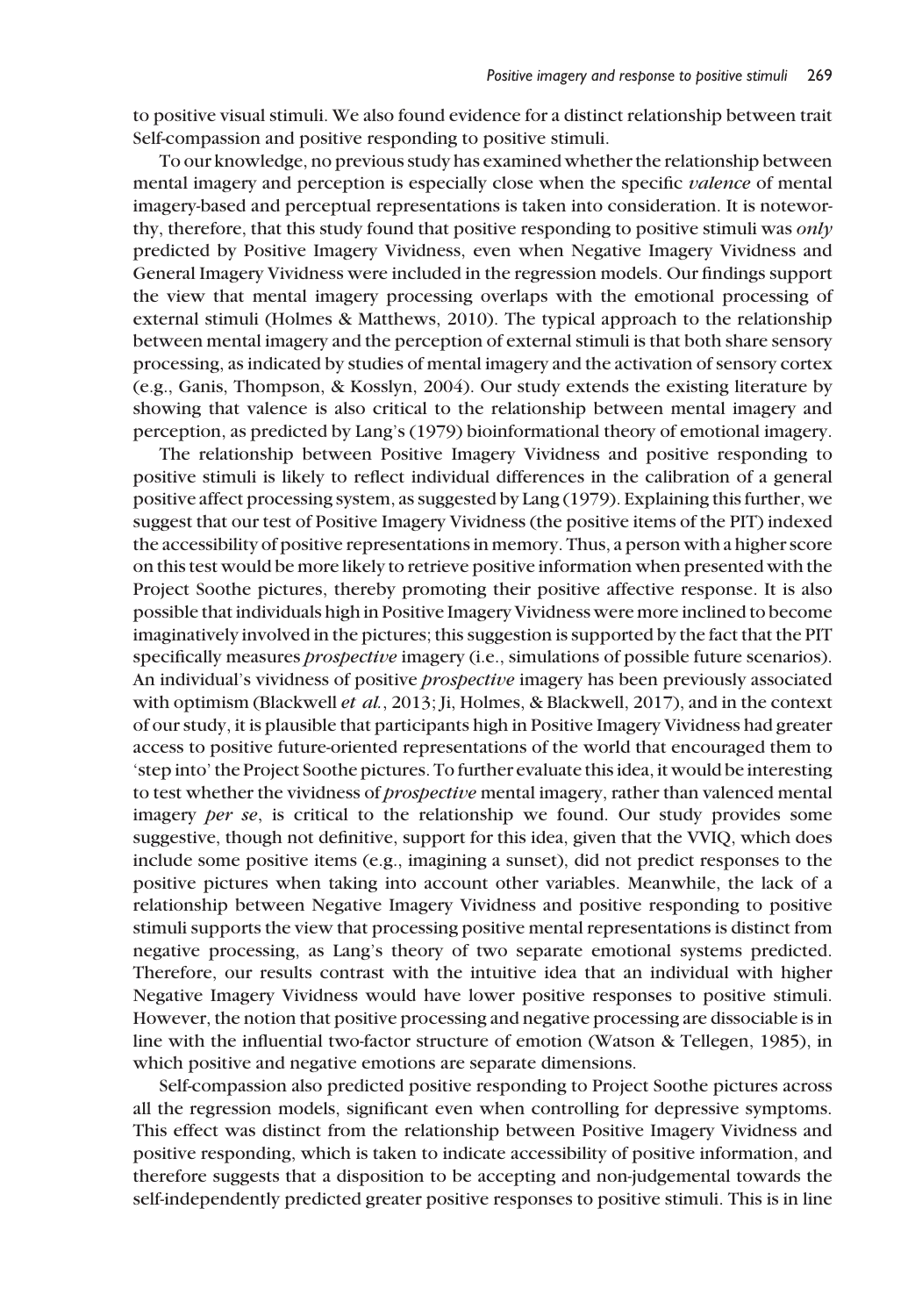to positive visual stimuli. We also found evidence for a distinct relationship between trait Self-compassion and positive responding to positive stimuli.

To our knowledge, no previous study has examined whether the relationship between mental imagery and perception is especially close when the specific *valence* of mental imagery-based and perceptual representations is taken into consideration. It is noteworthy, therefore, that this study found that positive responding to positive stimuli was *only* predicted by Positive Imagery Vividness, even when Negative Imagery Vividness and General Imagery Vividness were included in the regression models. Our findings support the view that mental imagery processing overlaps with the emotional processing of external stimuli (Holmes & Matthews, 2010). The typical approach to the relationship between mental imagery and the perception of external stimuli is that both share sensory processing, as indicated by studies of mental imagery and the activation of sensory cortex (e.g., Ganis, Thompson, & Kosslyn, 2004). Our study extends the existing literature by showing that valence is also critical to the relationship between mental imagery and perception, as predicted by Lang's (1979) bioinformational theory of emotional imagery.

The relationship between Positive Imagery Vividness and positive responding to positive stimuli is likely to reflect individual differences in the calibration of a general positive affect processing system, as suggested by Lang (1979). Explaining this further, we suggest that our test of Positive Imagery Vividness (the positive items of the PIT) indexed the accessibility of positive representations in memory. Thus, a person with a higher score on this test would be more likely to retrieve positive information when presented with the Project Soothe pictures, thereby promoting their positive affective response. It is also possible that individuals high in Positive Imagery Vividness were more inclined to become imaginatively involved in the pictures; this suggestion is supported by the fact that the PIT specifically measures *prospective* imagery (i.e., simulations of possible future scenarios). An individual's vividness of positive *prospective* imagery has been previously associated with optimism (Blackwell *et al.*, 2013; Ji, Holmes, & Blackwell, 2017), and in the context of our study, it is plausible that participants high in Positive Imagery Vividness had greater access to positive future-oriented representations of the world that encouraged them to 'step into' the Project Soothe pictures. To further evaluate this idea, it would be interesting to test whether the vividness of *prospective* mental imagery, rather than valenced mental imagery *per se*, is critical to the relationship we found. Our study provides some suggestive, though not definitive, support for this idea, given that the VVIQ, which does include some positive items (e.g., imagining a sunset), did not predict responses to the positive pictures when taking into account other variables. Meanwhile, the lack of a relationship between Negative Imagery Vividness and positive responding to positive stimuli supports the view that processing positive mental representations is distinct from negative processing, as Lang's theory of two separate emotional systems predicted. Therefore, our results contrast with the intuitive idea that an individual with higher Negative Imagery Vividness would have lower positive responses to positive stimuli. However, the notion that positive processing and negative processing are dissociable is in line with the influential two-factor structure of emotion (Watson & Tellegen, 1985), in which positive and negative emotions are separate dimensions.

Self-compassion also predicted positive responding to Project Soothe pictures across all the regression models, significant even when controlling for depressive symptoms. This effect was distinct from the relationship between Positive Imagery Vividness and positive responding, which is taken to indicate accessibility of positive information, and therefore suggests that a disposition to be accepting and non-judgemental towards the self-independently predicted greater positive responses to positive stimuli. This is in line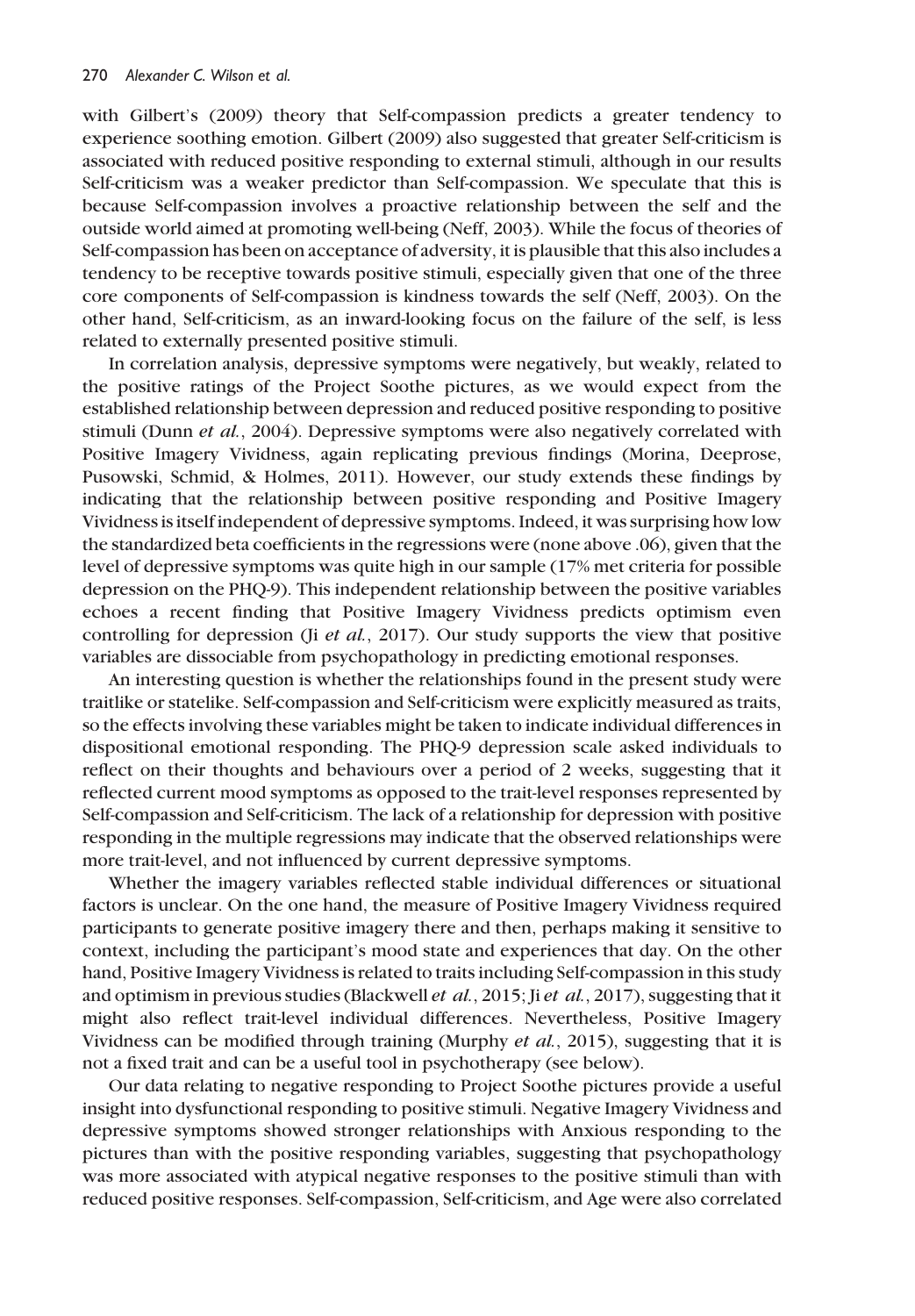with Gilbert's (2009) theory that Self-compassion predicts a greater tendency to experience soothing emotion. Gilbert (2009) also suggested that greater Self-criticism is associated with reduced positive responding to external stimuli, although in our results Self-criticism was a weaker predictor than Self-compassion. We speculate that this is because Self-compassion involves a proactive relationship between the self and the outside world aimed at promoting well-being (Neff, 2003). While the focus of theories of Self-compassion has been on acceptance of adversity, it is plausible that this also includes a tendency to be receptive towards positive stimuli, especially given that one of the three core components of Self-compassion is kindness towards the self (Neff, 2003). On the other hand, Self-criticism, as an inward-looking focus on the failure of the self, is less related to externally presented positive stimuli.

In correlation analysis, depressive symptoms were negatively, but weakly, related to the positive ratings of the Project Soothe pictures, as we would expect from the established relationship between depression and reduced positive responding to positive stimuli (Dunn *et al.*, 2004). Depressive symptoms were also negatively correlated with Positive Imagery Vividness, again replicating previous findings (Morina, Deeprose, Pusowski, Schmid, & Holmes, 2011). However, our study extends these findings by indicating that the relationship between positive responding and Positive Imagery Vividness is itself independent of depressive symptoms. Indeed, it was surprising how low the standardized beta coefficients in the regressions were (none above .06), given that the level of depressive symptoms was quite high in our sample (17% met criteria for possible depression on the PHQ-9). This independent relationship between the positive variables echoes a recent finding that Positive Imagery Vividness predicts optimism even controlling for depression (Ji *et al.*, 2017). Our study supports the view that positive variables are dissociable from psychopathology in predicting emotional responses.

An interesting question is whether the relationships found in the present study were traitlike or statelike. Self-compassion and Self-criticism were explicitly measured as traits, so the effects involving these variables might be taken to indicate individual differences in dispositional emotional responding. The PHQ-9 depression scale asked individuals to reflect on their thoughts and behaviours over a period of 2 weeks, suggesting that it reflected current mood symptoms as opposed to the trait-level responses represented by Self-compassion and Self-criticism. The lack of a relationship for depression with positive responding in the multiple regressions may indicate that the observed relationships were more trait-level, and not influenced by current depressive symptoms.

Whether the imagery variables reflected stable individual differences or situational factors is unclear. On the one hand, the measure of Positive Imagery Vividness required participants to generate positive imagery there and then, perhaps making it sensitive to context, including the participant's mood state and experiences that day. On the other hand, Positive Imagery Vividness is related to traits including Self-compassion in this study and optimism in previous studies (Blackwell *et al.*, 2015; Ji *et al.*, 2017), suggesting that it might also reflect trait-level individual differences. Nevertheless, Positive Imagery Vividness can be modified through training (Murphy *et al.*, 2015), suggesting that it is not a fixed trait and can be a useful tool in psychotherapy (see below).

Our data relating to negative responding to Project Soothe pictures provide a useful insight into dysfunctional responding to positive stimuli. Negative Imagery Vividness and depressive symptoms showed stronger relationships with Anxious responding to the pictures than with the positive responding variables, suggesting that psychopathology was more associated with atypical negative responses to the positive stimuli than with reduced positive responses. Self-compassion, Self-criticism, and Age were also correlated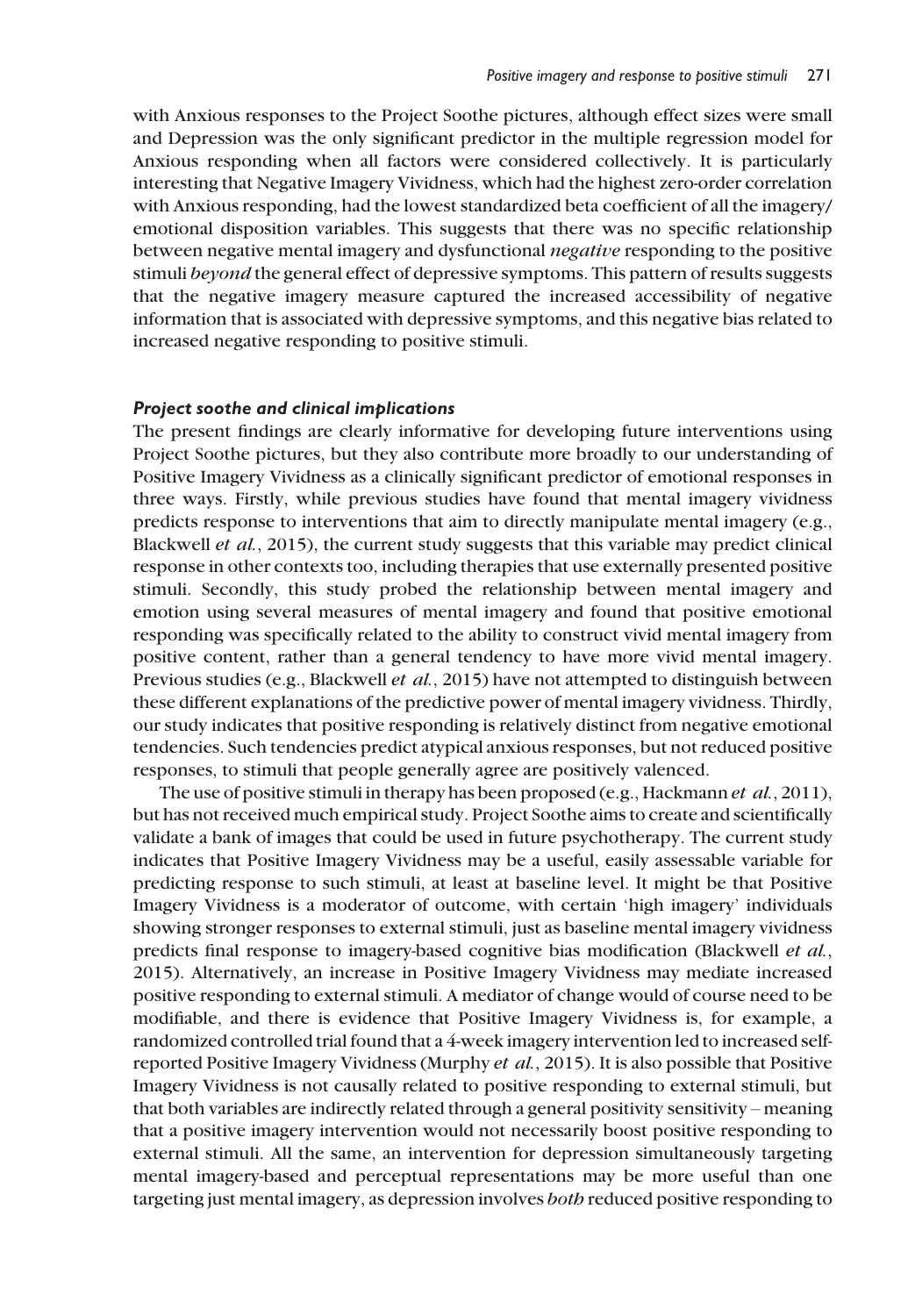with Anxious responses to the Project Soothe pictures, although effect sizes were small and Depression was the only significant predictor in the multiple regression model for Anxious responding when all factors were considered collectively. It is particularly interesting that Negative Imagery Vividness, which had the highest zero-order correlation with Anxious responding, had the lowest standardized beta coefficient of all the imagery/emotional disposition variables. This suggests that there was no specific relationship between negative mental imagery and dysfunctional *negative* responding to the positive stimuli *beyond* the general effect of depressive symptoms. This pattern of results suggests that the negative imagery measure captured the increased accessibility of negative information that is associated with depressive symptoms, and this negative bias related to increased negative responding to positive stimuli.

### *Project soothe and clinical implications*

The present findings are clearly informative for developing future interventions using Project Soothe pictures, but they also contribute more broadly to our understanding of Positive Imagery Vividness as a clinically significant predictor of emotional responses in three ways. Firstly, while previous studies have found that mental imagery vividness predicts response to interventions that aim to directly manipulate mental imagery (e.g., Blackwell *et al.*, 2015), the current study suggests that this variable may predict clinical response in other contexts too, including therapies that use externally presented positive stimuli. Secondly, this study probed the relationship between mental imagery and emotion using several measures of mental imagery and found that positive emotional responding was specifically related to the ability to construct vivid mental imagery from positive content, rather than a general tendency to have more vivid mental imagery. Previous studies (e.g., Blackwell *et al.*, 2015) have not attempted to distinguish between these different explanations of the predictive power of mental imagery vividness. Thirdly, our study indicates that positive responding is relatively distinct from negative emotional tendencies. Such tendencies predict atypical anxious responses, but not reduced positive responses, to stimuli that people generally agree are positively valenced.

The use of positive stimuli in therapy has been proposed (e.g., Hackmann *et al.*, 2011), but has not received much empirical study. Project Soothe aims to create and scientifically validate a bank of images that could be used in future psychotherapy. The current study indicates that Positive Imagery Vividness may be a useful, easily assessable variable for predicting response to such stimuli, at least at baseline level. It might be that Positive Imagery Vividness is a moderator of outcome, with certain 'high imagery' individuals showing stronger responses to external stimuli, just as baseline mental imagery vividness predicts final response to imagery-based cognitive bias modification (Blackwell *et al.*, 2015). Alternatively, an increase in Positive Imagery Vividness may mediate increased positive responding to external stimuli. A mediator of change would of course need to be modifiable, and there is evidence that Positive Imagery Vividness is, for example, a randomized controlled trial found that a 4-week imagery intervention led to increased self-reported Positive Imagery Vividness (Murphy *et al.*, 2015). It is also possible that Positive Imagery Vividness is not causally related to positive responding to external stimuli, but that both variables are indirectly related through a general positivity sensitivity – meaning that a positive imagery intervention would not necessarily boost positive responding to external stimuli. All the same, an intervention for depression simultaneously targeting mental imagery-based and perceptual representations may be more useful than one targeting just mental imagery, as depression involves *both* reduced positive responding to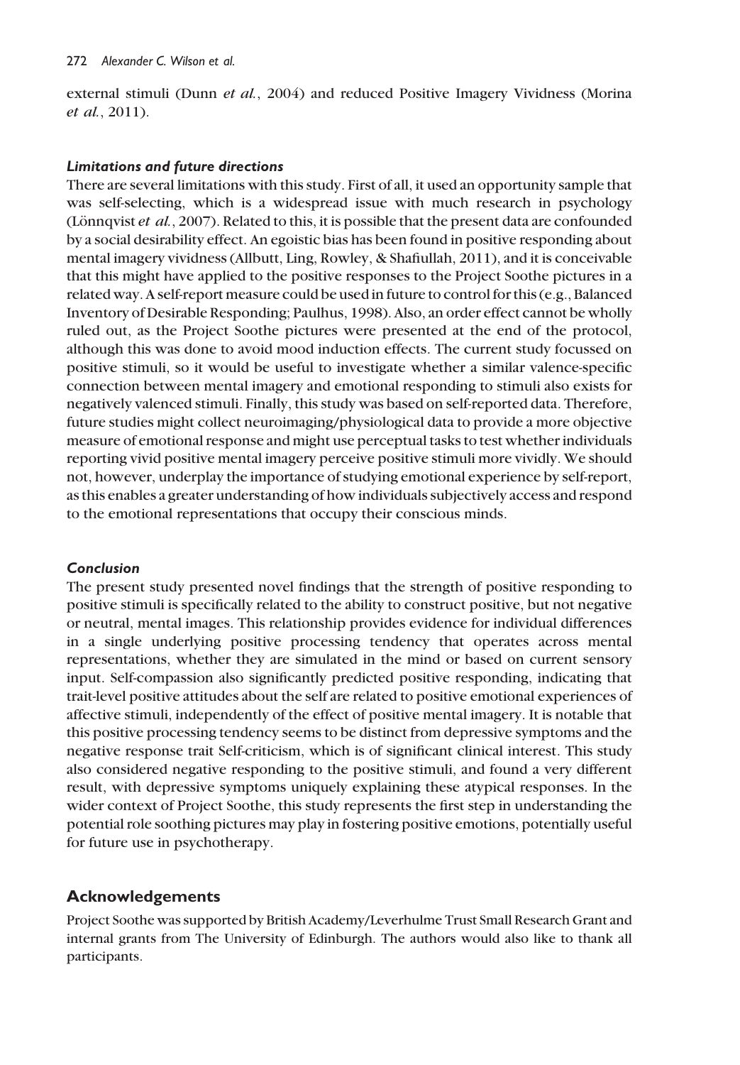external stimuli (Dunn *et al.*, 2004) and reduced Positive Imagery Vividness (Morina *et al.*, 2011).

### *Limitations and future directions*

There are several limitations with this study. First of all, it used an opportunity sample that was self-selecting, which is a widespread issue with much research in psychology (Lönnqvist *et al.*, 2007). Related to this, it is possible that the present data are confounded by a social desirability effect. An egoistic bias has been found in positive responding about mental imagery vividness (Allbutt, Ling, Rowley, & Shafiullah, 2011), and it is conceivable that this might have applied to the positive responses to the Project Soothe pictures in a related way. A self-report measure could be used in future to control for this (e.g., Balanced Inventory of Desirable Responding; Paulhus, 1998). Also, an order effect cannot be wholly ruled out, as the Project Soothe pictures were presented at the end of the protocol, although this was done to avoid mood induction effects. The current study focussed on positive stimuli, so it would be useful to investigate whether a similar valence-specific connection between mental imagery and emotional responding to stimuli also exists for negatively valenced stimuli. Finally, this study was based on self-reported data. Therefore, future studies might collect neuroimaging/physiological data to provide a more objective measure of emotional response and might use perceptual tasks to test whether individuals reporting vivid positive mental imagery perceive positive stimuli more vividly. We should not, however, underplay the importance of studying emotional experience by self-report, as this enables a greater understanding of how individuals subjectively access and respond to the emotional representations that occupy their conscious minds.

### *Conclusion*

The present study presented novel findings that the strength of positive responding to positive stimuli is specifically related to the ability to construct positive, but not negative or neutral, mental images. This relationship provides evidence for individual differences in a single underlying positive processing tendency that operates across mental representations, whether they are simulated in the mind or based on current sensory input. Self-compassion also significantly predicted positive responding, indicating that trait-level positive attitudes about the self are related to positive emotional experiences of affective stimuli, independently of the effect of positive mental imagery. It is notable that this positive processing tendency seems to be distinct from depressive symptoms and the negative response trait Self-criticism, which is of significant clinical interest. This study also considered negative responding to the positive stimuli, and found a very different result, with depressive symptoms uniquely explaining these atypical responses. In the wider context of Project Soothe, this study represents the first step in understanding the potential role soothing pictures may play in fostering positive emotions, potentially useful for future use in psychotherapy.

## Acknowledgements

Project Soothe was supported by British Academy/Leverhulme Trust Small Research Grant and internal grants from The University of Edinburgh. The authors would also like to thank all participants.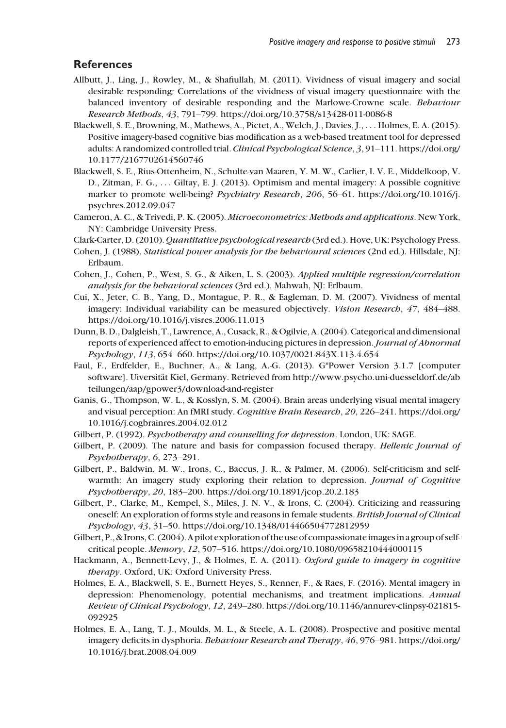## References

Allbutt, J., Ling, J., Rowley, M., & Shafiullah, M. (2011). Vividness of visual imagery and social desirable responding: Correlations of the vividness of visual imagery questionnaire with the balanced inventory of desirable responding and the Marlowe-Crowne scale. *Behaviour Research Methods*, *43*, 791–799. https://doi.org/10.3758/s13428-011-0086-8

Blackwell, S. E., Browning, M., Mathews, A., Pictet, A., Welch, J., Davies, J., . . . Holmes, E. A. (2015). Positive imagery-based cognitive bias modification as a web-based treatment tool for depressed adults: A randomized controlled trial. *Clinical Psychological Science*, *3*, 91–111. https://doi.org/10.1177/2167702614560746

Blackwell, S. E., Rius-Ottenheim, N., Schulte-van Maaren, Y. M. W., Carlier, I. V. E., Middelkoop, V. D., Zitman, F. G., . . . Giltay, E. J. (2013). Optimism and mental imagery: A possible cognitive marker to promote well-being? *Psychiatry Research*, *206*, 56–61. https://doi.org/10.1016/j.psychres.2012.09.047

Cameron, A. C., & Trivedi, P. K. (2005). *Microeconometrics: Methods and applications*. New York, NY: Cambridge University Press.

Clark-Carter, D. (2010). *Quantitative psychological research* (3rd ed.). Hove, UK: Psychology Press.

Cohen, J. (1988). *Statistical power analysis for the behavioural sciences* (2nd ed.). Hillsdale, NJ: Erlbaum.

Cohen, J., Cohen, P., West, S. G., & Aiken, L. S. (2003). *Applied multiple regression/correlation analysis for the behavioral sciences* (3rd ed.). Mahwah, NJ: Erlbaum.

Cui, X., Jeter, C. B., Yang, D., Montague, P. R., & Eagleman, D. M. (2007). Vividness of mental imagery: Individual variability can be measured objectively. *Vision Research*, *47*, 484–488. https://doi.org/10.1016/j.visres.2006.11.013

Dunn, B. D., Dalgleish, T., Lawrence, A., Cusack, R., & Ogilvie, A. (2004). Categorical and dimensional reports of experienced affect to emotion-inducing pictures in depression. *Journal of Abnormal Psychology*, *113*, 654–660. https://doi.org/10.1037/0021-843X.113.4.654

Faul, F., Erdfelder, E., Buchner, A., & Lang, A.-G. (2013). G*Power Version 3.1.7 [computer software]. Uiversität Kiel, Germany. Retrieved from http://www.psycho.uni-duesseldorf.de/abteilungen/aap/gpower3/download-and-register

Ganis, G., Thompson, W. L., & Kosslyn, S. M. (2004). Brain areas underlying visual mental imagery and visual perception: An fMRI study. *Cognitive Brain Research*, *20*, 226–241. https://doi.org/10.1016/j.cogbrainres.2004.02.012

Gilbert, P. (1992). *Psychotherapy and counselling for depression*. London, UK: SAGE.

Gilbert, P. (2009). The nature and basis for compassion focused therapy. *Hellenic Journal of Psychotherapy*, *6*, 273–291.

Gilbert, P., Baldwin, M. W., Irons, C., Baccus, J. R., & Palmer, M. (2006). Self-criticism and self-warmth: An imagery study exploring their relation to depression. *Journal of Cognitive Psychotherapy*, *20*, 183–200. https://doi.org/10.1891/jcop.20.2.183

Gilbert, P., Clarke, M., Kempel, S., Miles, J. N. V., & Irons, C. (2004). Criticizing and reassuring oneself: An exploration of forms style and reasons in female students. *British Journal of Clinical Psychology*, *43*, 31–50. https://doi.org/10.1348/014466504772812959

Gilbert, P., & Irons, C. (2004). A pilot exploration of the use of compassionate images in a group of self-critical people. *Memory*, *12*, 507–516. https://doi.org/10.1080/09658210444000115

Hackmann, A., Bennett-Levy, J., & Holmes, E. A. (2011). *Oxford guide to imagery in cognitive therapy*. Oxford, UK: Oxford University Press.

Holmes, E. A., Blackwell, S. E., Burnett Heyes, S., Renner, F., & Raes, F. (2016). Mental imagery in depression: Phenomenology, potential mechanisms, and treatment implications. *Annual Review of Clinical Psychology*, *12*, 249–280. https://doi.org/10.1146/annurev-clinpsy-021815-092925

Holmes, E. A., Lang, T. J., Moulds, M. L., & Steele, A. L. (2008). Prospective and positive mental imagery deficits in dysphoria. *Behaviour Research and Therapy*, *46*, 976–981. https://doi.org/10.1016/j.brat.2008.04.009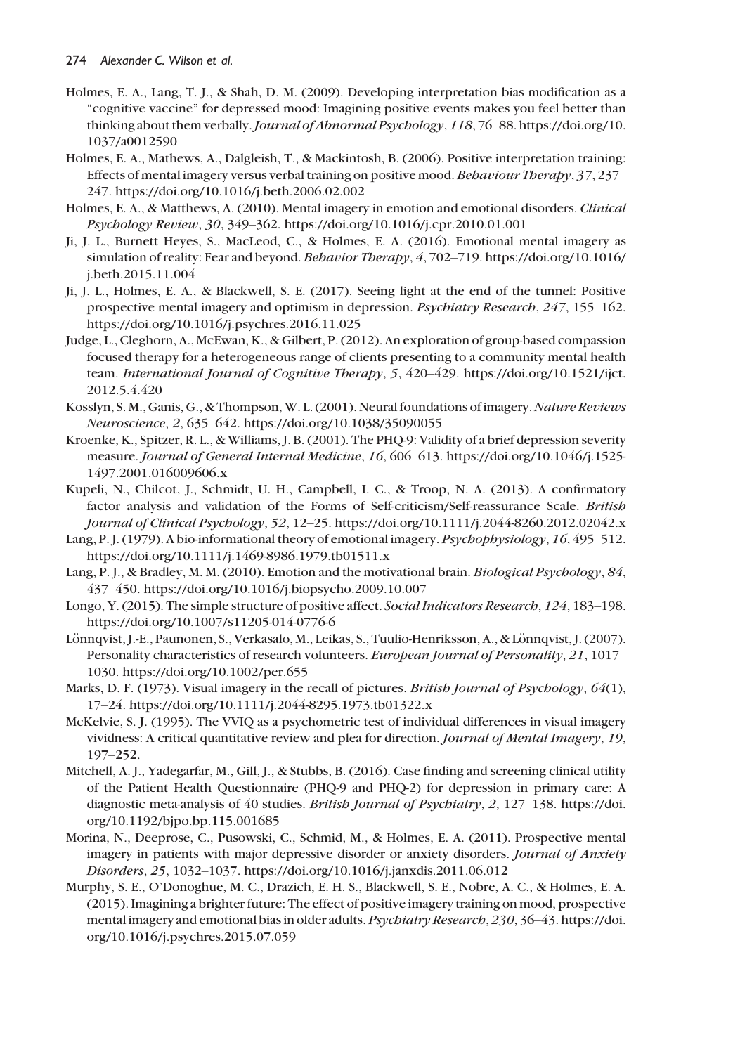Holmes, E. A., Lang, T. J., & Shah, D. M. (2009). Developing interpretation bias modification as a "cognitive vaccine" for depressed mood: Imagining positive events makes you feel better than thinking about them verbally. *Journal of Abnormal Psychology*, *118*, 76–88. https://doi.org/10.1037/a0012590

Holmes, E. A., Mathews, A., Dalgleish, T., & Mackintosh, B. (2006). Positive interpretation training: Effects of mental imagery versus verbal training on positive mood. *Behaviour Therapy*, *37*, 237–247. https://doi.org/10.1016/j.beth.2006.02.002

Holmes, E. A., & Matthews, A. (2010). Mental imagery in emotion and emotional disorders. *Clinical Psychology Review*, *30*, 349–362. https://doi.org/10.1016/j.cpr.2010.01.001

Ji, J. L., Burnett Heyes, S., MacLeod, C., & Holmes, E. A. (2016). Emotional mental imagery as simulation of reality: Fear and beyond. *Behavior Therapy*, *4*, 702–719. https://doi.org/10.1016/j.beth.2015.11.004

Ji, J. L., Holmes, E. A., & Blackwell, S. E. (2017). Seeing light at the end of the tunnel: Positive prospective mental imagery and optimism in depression. *Psychiatry Research*, *247*, 155–162. https://doi.org/10.1016/j.psychres.2016.11.025

Judge, L., Cleghorn, A., McEwan, K., & Gilbert, P. (2012). An exploration of group-based compassion focused therapy for a heterogeneous range of clients presenting to a community mental health team. *International Journal of Cognitive Therapy*, *5*, 420–429. https://doi.org/10.1521/ijct.2012.5.4.420

Kosslyn, S. M., Ganis, G., & Thompson, W. L. (2001). Neural foundations of imagery. *Nature Reviews Neuroscience*, *2*, 635–642. https://doi.org/10.1038/35090055

Kroenke, K., Spitzer, R. L., & Williams, J. B. (2001). The PHQ-9: Validity of a brief depression severity measure. *Journal of General Internal Medicine*, *16*, 606–613. https://doi.org/10.1046/j.1525-1497.2001.016009606.x

Kupeli, N., Chilcot, J., Schmidt, U. H., Campbell, I. C., & Troop, N. A. (2013). A confirmatory factor analysis and validation of the Forms of Self-criticism/Self-reassurance Scale. *British Journal of Clinical Psychology*, *52*, 12–25. https://doi.org/10.1111/j.2044-8260.2012.02042.x

Lang, P. J. (1979). A bio-informational theory of emotional imagery. *Psychophysiology*, *16*, 495–512. https://doi.org/10.1111/j.1469-8986.1979.tb01511.x

Lang, P. J., & Bradley, M. M. (2010). Emotion and the motivational brain. *Biological Psychology*, *84*, 437–450. https://doi.org/10.1016/j.biopsycho.2009.10.007

Longo, Y. (2015). The simple structure of positive affect. *Social Indicators Research*, *124*, 183–198. https://doi.org/10.1007/s11205-014-0776-6

Lönnqvist, J.-E., Paunonen, S., Verkasalo, M., Leikas, S., Tuulio-Henriksson, A., & Lönnqvist, J. (2007). Personality characteristics of research volunteers. *European Journal of Personality*, *21*, 1017–1030. https://doi.org/10.1002/per.655

Marks, D. F. (1973). Visual imagery in the recall of pictures. *British Journal of Psychology*, *64*(1), 17–24. https://doi.org/10.1111/j.2044-8295.1973.tb01322.x

McKelvie, S. J. (1995). The VVIQ as a psychometric test of individual differences in visual imagery vividness: A critical quantitative review and plea for direction. *Journal of Mental Imagery*, *19*, 197–252.

Mitchell, A. J., Yadegarfar, M., Gill, J., & Stubbs, B. (2016). Case finding and screening clinical utility of the Patient Health Questionnaire (PHQ-9 and PHQ-2) for depression in primary care: A diagnostic meta-analysis of 40 studies. *British Journal of Psychiatry*, *2*, 127–138. https://doi.org/10.1192/bjpo.bp.115.001685

Morina, N., Deeprose, C., Pusowski, C., Schmid, M., & Holmes, E. A. (2011). Prospective mental imagery in patients with major depressive disorder or anxiety disorders. *Journal of Anxiety Disorders*, *25*, 1032–1037. https://doi.org/10.1016/j.janxdis.2011.06.012

Murphy, S. E., O'Donoghue, M. C., Drazich, E. H. S., Blackwell, S. E., Nobre, A. C., & Holmes, E. A. (2015). Imagining a brighter future: The effect of positive imagery training on mood, prospective mental imagery and emotional bias in older adults. *Psychiatry Research*, *230*, 36–43. https://doi.org/10.1016/j.psychres.2015.07.059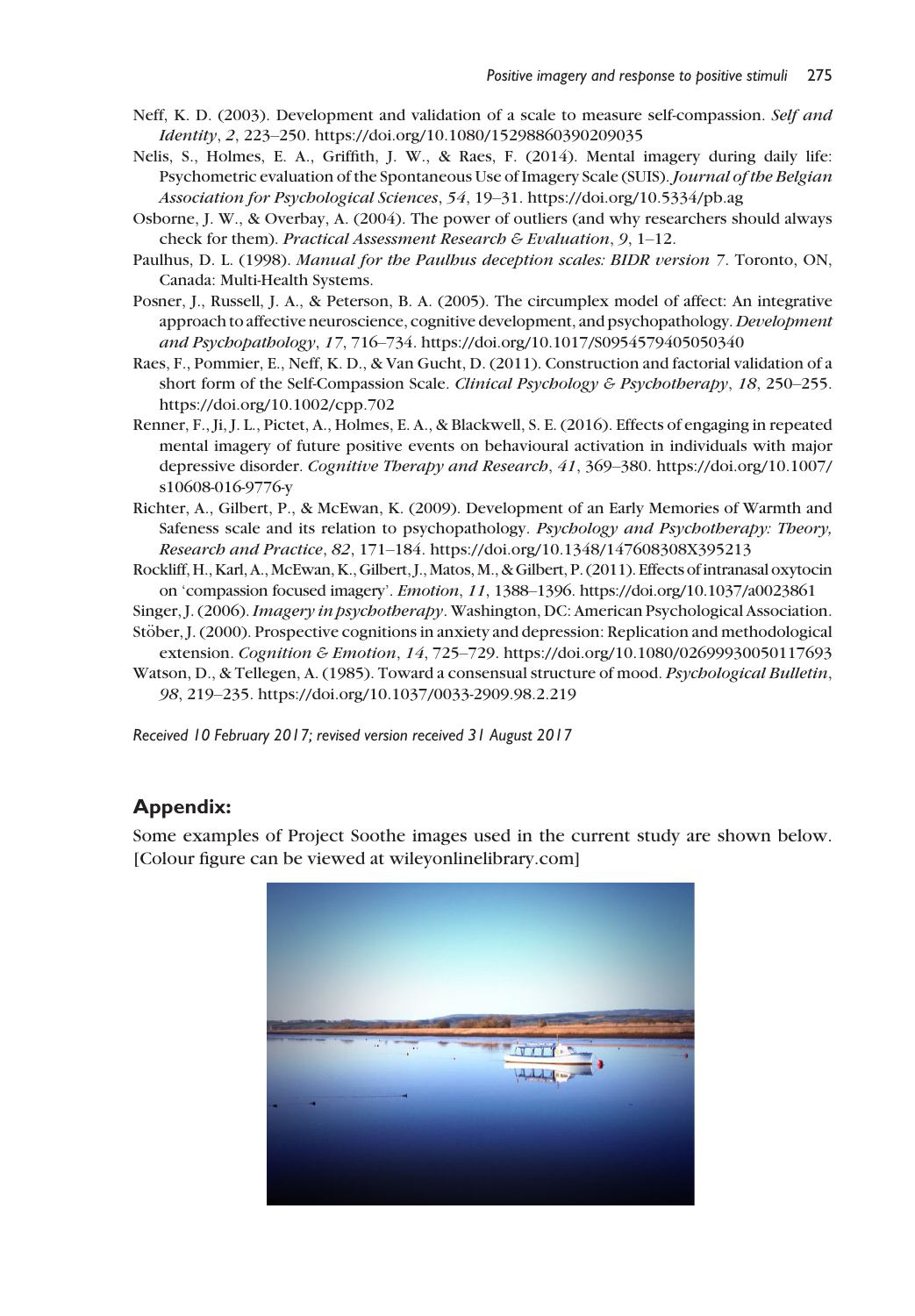Neff, K. D. (2003). Development and validation of a scale to measure self-compassion. *Self and Identity*, *2*, 223–250. https://doi.org/10.1080/15298860390209035

Nelis, S., Holmes, E. A., Griffith, J. W., & Raes, F. (2014). Mental imagery during daily life: Psychometric evaluation of the Spontaneous Use of Imagery Scale (SUIS). *Journal of the Belgian Association for Psychological Sciences*, *54*, 19–31. https://doi.org/10.5334/pb.ag

Osborne, J. W., & Overbay, A. (2004). The power of outliers (and why researchers should always check for them). *Practical Assessment Research & Evaluation*, *9*, 1–12.

Paulhus, D. L. (1998). *Manual for the Paulhus deception scales: BIDR version 7*. Toronto, ON, Canada: Multi-Health Systems.

Posner, J., Russell, J. A., & Peterson, B. A. (2005). The circumplex model of affect: An integrative approach to affective neuroscience, cognitive development, and psychopathology. *Development and Psychopathology*, *17*, 716–734. https://doi.org/10.1017/S0954579405050340

Raes, F., Pommier, E., Neff, K. D., & Van Gucht, D. (2011). Construction and factorial validation of a short form of the Self-Compassion Scale. *Clinical Psychology & Psychotherapy*, *18*, 250–255. https://doi.org/10.1002/cpp.702

Renner, F., Ji, J. L., Pictet, A., Holmes, E. A., & Blackwell, S. E. (2016). Effects of engaging in repeated mental imagery of future positive events on behavioural activation in individuals with major depressive disorder. *Cognitive Therapy and Research*, *41*, 369–380. https://doi.org/10.1007/s10608-016-9776-y

Richter, A., Gilbert, P., & McEwan, K. (2009). Development of an Early Memories of Warmth and Safeness scale and its relation to psychopathology. *Psychology and Psychotherapy: Theory, Research and Practice*, *82*, 171–184. https://doi.org/10.1348/147608308X395213

Rockliff, H., Karl, A., McEwan, K., Gilbert, J., Matos, M., & Gilbert, P. (2011). Effects of intranasal oxytocin on 'compassion focused imagery'. *Emotion*, *11*, 1388–1396. https://doi.org/10.1037/a0023861

Singer, J. (2006). *Imagery in psychotherapy*. Washington, DC: American Psychological Association.

Stöber, J. (2000). Prospective cognitions in anxiety and depression: Replication and methodological extension. *Cognition & Emotion*, *14*, 725–729. https://doi.org/10.1080/02699930050117693

Watson, D., & Tellegen, A. (1985). Toward a consensual structure of mood. *Psychological Bulletin*, *98*, 219–235. https://doi.org/10.1037/0033-2909.98.2.219

*Received 10 February 2017; revised version received 31 August 2017*

## Appendix:

Some examples of Project Soothe images used in the current study are shown below. [Colour figure can be viewed at wileyonlinelibrary.com]